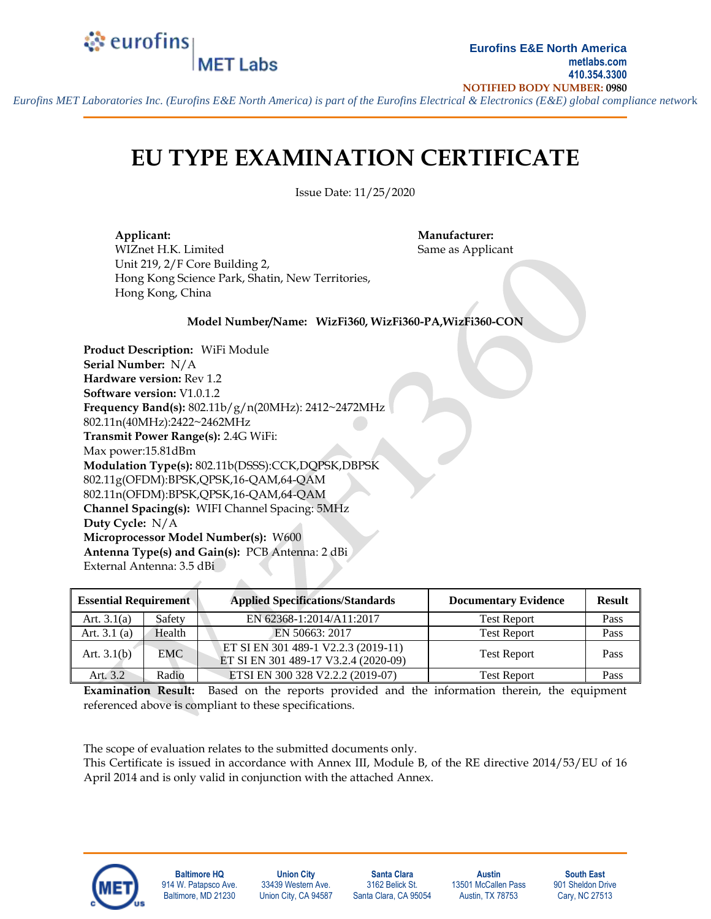Eurofins E&E North America
metlabs.com
410.354.3300
NOTIFIED BODY NUMBER: 0980

*Eurofins MET Laboratories Inc. (Eurofins E&E North America) is part of the Eurofins Electrical & Electronics (E&E) global compliance network*

# EU TYPE EXAMINATION CERTIFICATE

Issue Date: 11/25/2020

**Applicant:**
WIZnet H.K. Limited
Unit 219, 2/F Core Building 2,
Hong Kong Science Park, Shatin, New Territories,
Hong Kong, China

**Manufacturer:**
Same as Applicant

**Model Number/Name: WizFi360, WizFi360-PA,WizFi360-CON**

**Product Description:** WiFi Module
**Serial Number:** N/A
**Hardware version:** Rev 1.2
**Software version:** V1.0.1.2
**Frequency Band(s):** 802.11b/g/n(20MHz): 2412~2472MHz
802.11n(40MHz):2422~2462MHz
**Transmit Power Range(s):** 2.4G WiFi:
Max power:15.81dBm
**Modulation Type(s):** 802.11b(DSSS):CCK,DQPSK,DBPSK
802.11g(OFDM):BPSK,QPSK,16-QAM,64-QAM
802.11n(OFDM):BPSK,QPSK,16-QAM,64-QAM
**Channel Spacing(s):** WIFI Channel Spacing: 5MHz
**Duty Cycle:** N/A
**Microprocessor Model Number(s):** W600
**Antenna Type(s) and Gain(s):** PCB Antenna: 2 dBi
External Antenna: 3.5 dBi

| Essential Requirement | | Applied Specifications/Standards | Documentary Evidence | Result |
|---|---|---|---|---|
| Art. 3.1(a) | Safety | EN 62368-1:2014/A11:2017 | Test Report | Pass |
| Art. 3.1 (a) | Health | EN 50663: 2017 | Test Report | Pass |
| Art. 3.1(b) | EMC | ET SI EN 301 489-1 V2.2.3 (2019-11)<br>ET SI EN 301 489-17 V3.2.4 (2020-09) | Test Report | Pass |
| Art. 3.2 | Radio | ETSI EN 300 328 V2.2.2 (2019-07) | Test Report | Pass |

**Examination Result:** Based on the reports provided and the information therein, the equipment referenced above is compliant to these specifications.

The scope of evaluation relates to the submitted documents only.
This Certificate is issued in accordance with Annex III, Module B, of the RE directive 2014/53/EU of 16 April 2014 and is only valid in conjunction with the attached Annex.

**Baltimore HQ**
914 W. Patapsco Ave.
Baltimore, MD 21230

**Union City**
33439 Western Ave.
Union City, CA 94587

**Santa Clara**
3162 Belick St.
Santa Clara, CA 95054

**Austin**
13501 McCallen Pass
Austin, TX 78753

**South East**
901 Sheldon Drive
Cary, NC 27513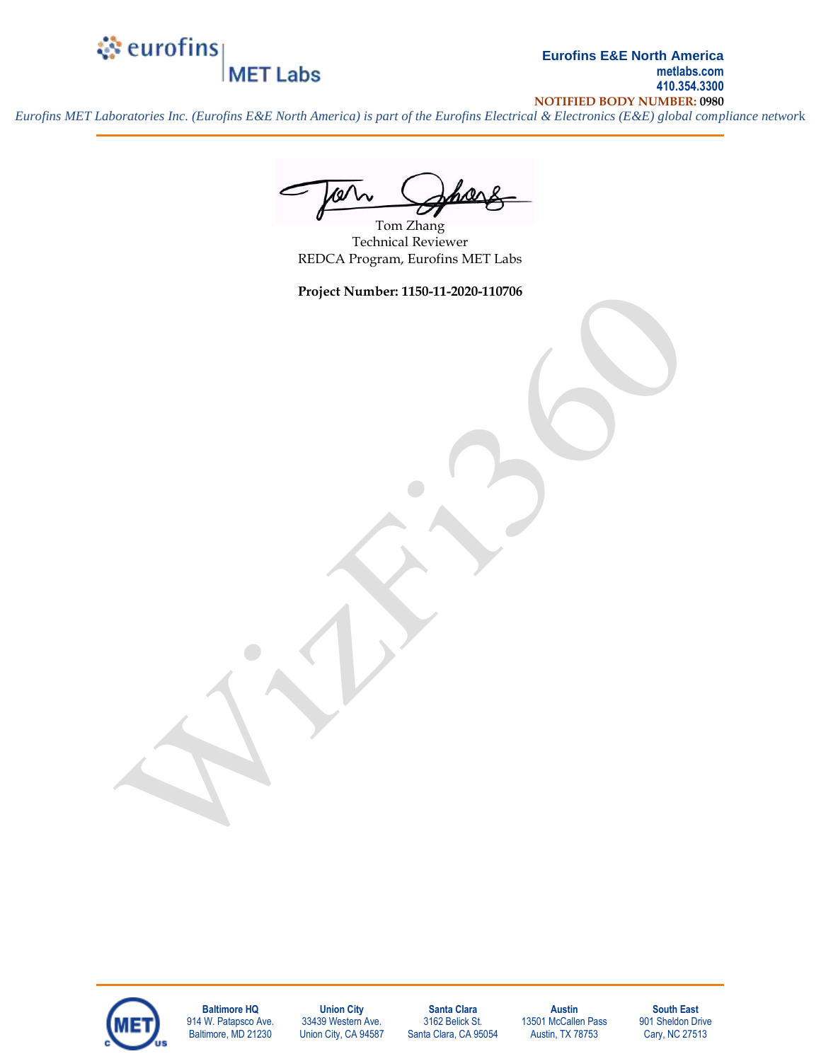Tom Zhang
Technical Reviewer
REDCA Program, Eurofins MET Labs

**Project Number: 1150-11-2020-110706**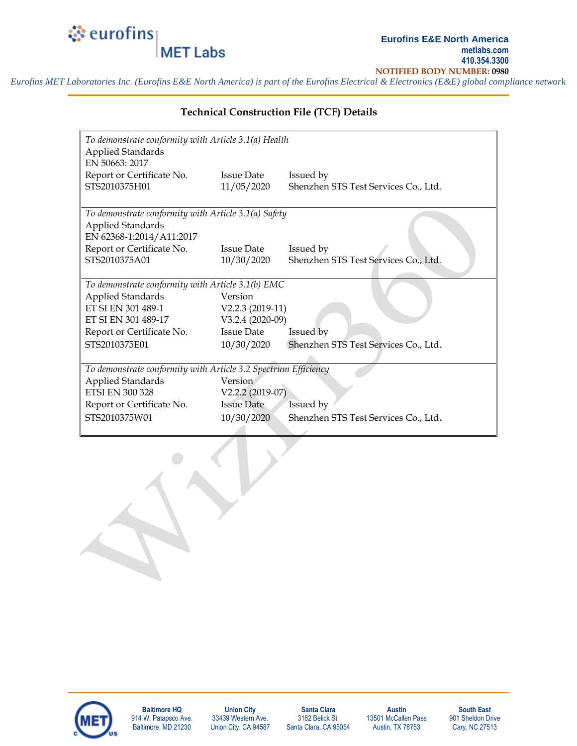## Technical Construction File (TCF) Details

| | | |
|---|---|---|
| *To demonstrate conformity with Article 3.1(a) Health* | | |
| Applied Standards | | |
| EN 50663: 2017 | | |
| Report or Certificate No. | Issue Date | Issued by |
| STS2010375H01 | 11/05/2020 | Shenzhen STS Test Services Co., Ltd. |
| *To demonstrate conformity with Article 3.1(a) Safety* | | |
| Applied Standards | | |
| EN 62368-1:2014/A11:2017 | | |
| Report or Certificate No. | Issue Date | Issued by |
| STS2010375A01 | 10/30/2020 | Shenzhen STS Test Services Co., Ltd. |
| *To demonstrate conformity with Article 3.1(b) EMC* | | |
| Applied Standards | Version | |
| ET SI EN 301 489-1 | V2.2.3 (2019-11) | |
| ET SI EN 301 489-17 | V3.2.4 (2020-09) | |
| Report or Certificate No. | Issue Date | Issued by |
| STS2010375E01 | 10/30/2020 | Shenzhen STS Test Services Co., Ltd. |
| *To demonstrate conformity with Article 3.2 Spectrum Efficiency* | | |
| Applied Standards | Version | |
| ETSI EN 300 328 | V2.2.2 (2019-07) | |
| Report or Certificate No. | Issue Date | Issued by |
| STS2010375W01 | 10/30/2020 | Shenzhen STS Test Services Co., Ltd. |